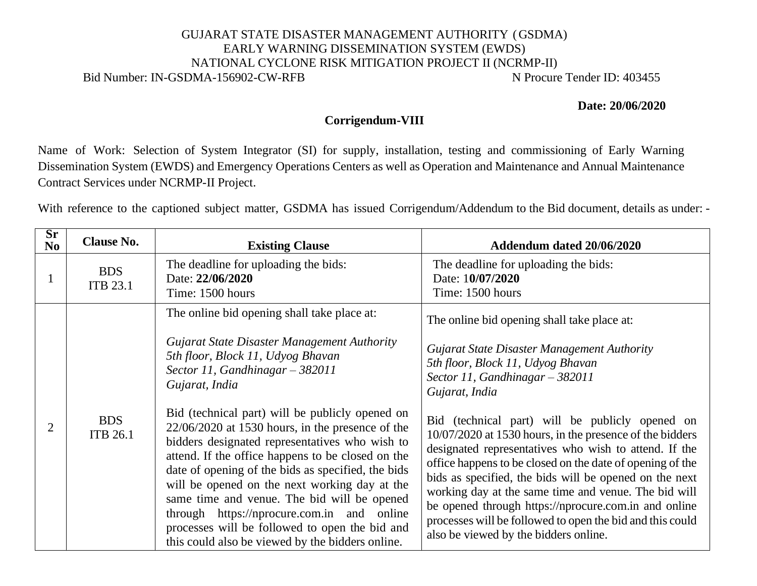GUJARAT STATE DISASTER MANAGEMENT AUTHORITY (GSDMA)
EARLY WARNING DISSEMINATION SYSTEM (EWDS)
NATIONAL CYCLONE RISK MITIGATION PROJECT II (NCRMP-II)

Bid Number: IN-GSDMA-156902-CW-RFB N Procure Tender ID: 403455

**Date: 20/06/2020**

## Corrigendum-VIII

Name of Work: Selection of System Integrator (SI) for supply, installation, testing and commissioning of Early Warning Dissemination System (EWDS) and Emergency Operations Centers as well as Operation and Maintenance and Annual Maintenance Contract Services under NCRMP-II Project.

With reference to the captioned subject matter, GSDMA has issued Corrigendum/Addendum to the Bid document, details as under: -

| Sr No | Clause No. | Existing Clause | Addendum dated 20/06/2020 |
|---|---|---|---|
| 1 | BDS ITB 23.1 | The deadline for uploading the bids:<br>Date: **22/06/2020**<br>Time: 1500 hours | The deadline for uploading the bids:<br>Date: 1**0/07/2020**<br>Time: 1500 hours |
| 2 | BDS ITB 26.1 | The online bid opening shall take place at:<br><br>*Gujarat State Disaster Management Authority*<br>*5th floor, Block 11, Udyog Bhavan*<br>*Sector 11, Gandhinagar – 382011*<br>*Gujarat, India*<br><br>Bid (technical part) will be publicly opened on 22/06/2020 at 1530 hours, in the presence of the bidders designated representatives who wish to attend. If the office happens to be closed on the date of opening of the bids as specified, the bids will be opened on the next working day at the same time and venue. The bid will be opened through https://nprocure.com.in and online processes will be followed to open the bid and this could also be viewed by the bidders online. | The online bid opening shall take place at:<br><br>*Gujarat State Disaster Management Authority*<br>*5th floor, Block 11, Udyog Bhavan*<br>*Sector 11, Gandhinagar – 382011*<br>*Gujarat, India*<br><br>Bid (technical part) will be publicly opened on 10/07/2020 at 1530 hours, in the presence of the bidders designated representatives who wish to attend. If the office happens to be closed on the date of opening of the bids as specified, the bids will be opened on the next working day at the same time and venue. The bid will be opened through https://nprocure.com.in and online processes will be followed to open the bid and this could also be viewed by the bidders online. |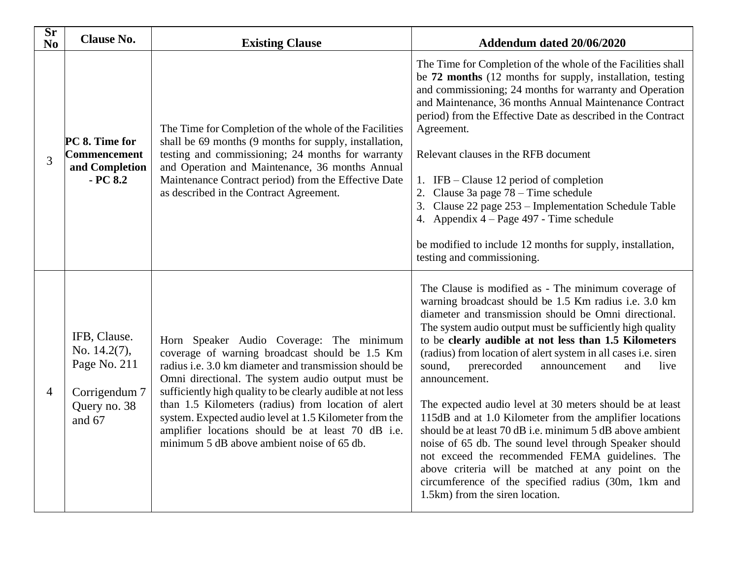| Sr No | Clause No. | Existing Clause | Addendum dated 20/06/2020 |
|---|---|---|---|
| 3 | **PC 8. Time for Commencement and Completion - PC 8.2** | The Time for Completion of the whole of the Facilities shall be 69 months (9 months for supply, installation, testing and commissioning; 24 months for warranty and Operation and Maintenance, 36 months Annual Maintenance Contract period) from the Effective Date as described in the Contract Agreement. | The Time for Completion of the whole of the Facilities shall be **72 months** (12 months for supply, installation, testing and commissioning; 24 months for warranty and Operation and Maintenance, 36 months Annual Maintenance Contract period) from the Effective Date as described in the Contract Agreement.<br><br>Relevant clauses in the RFB document<br><br>1. IFB – Clause 12 period of completion<br>2. Clause 3a page 78 – Time schedule<br>3. Clause 22 page 253 – Implementation Schedule Table<br>4. Appendix 4 – Page 497 - Time schedule<br><br>be modified to include 12 months for supply, installation, testing and commissioning. |
| 4 | IFB, Clause. No. 14.2(7), Page No. 211<br><br>Corrigendum 7 Query no. 38 and 67 | Horn Speaker Audio Coverage: The minimum coverage of warning broadcast should be 1.5 Km radius i.e. 3.0 km diameter and transmission should be Omni directional. The system audio output must be sufficiently high quality to be clearly audible at not less than 1.5 Kilometers (radius) from location of alert system. Expected audio level at 1.5 Kilometer from the amplifier locations should be at least 70 dB i.e. minimum 5 dB above ambient noise of 65 db. | The Clause is modified as - The minimum coverage of warning broadcast should be 1.5 Km radius i.e. 3.0 km diameter and transmission should be Omni directional. The system audio output must be sufficiently high quality to be **clearly audible at not less than 1.5 Kilometers** (radius) from location of alert system in all cases i.e. siren sound, prerecorded announcement and live announcement.<br><br>The expected audio level at 30 meters should be at least 115dB and at 1.0 Kilometer from the amplifier locations should be at least 70 dB i.e. minimum 5 dB above ambient noise of 65 db. The sound level through Speaker should not exceed the recommended FEMA guidelines. The above criteria will be matched at any point on the circumference of the specified radius (30m, 1km and 1.5km) from the siren location. |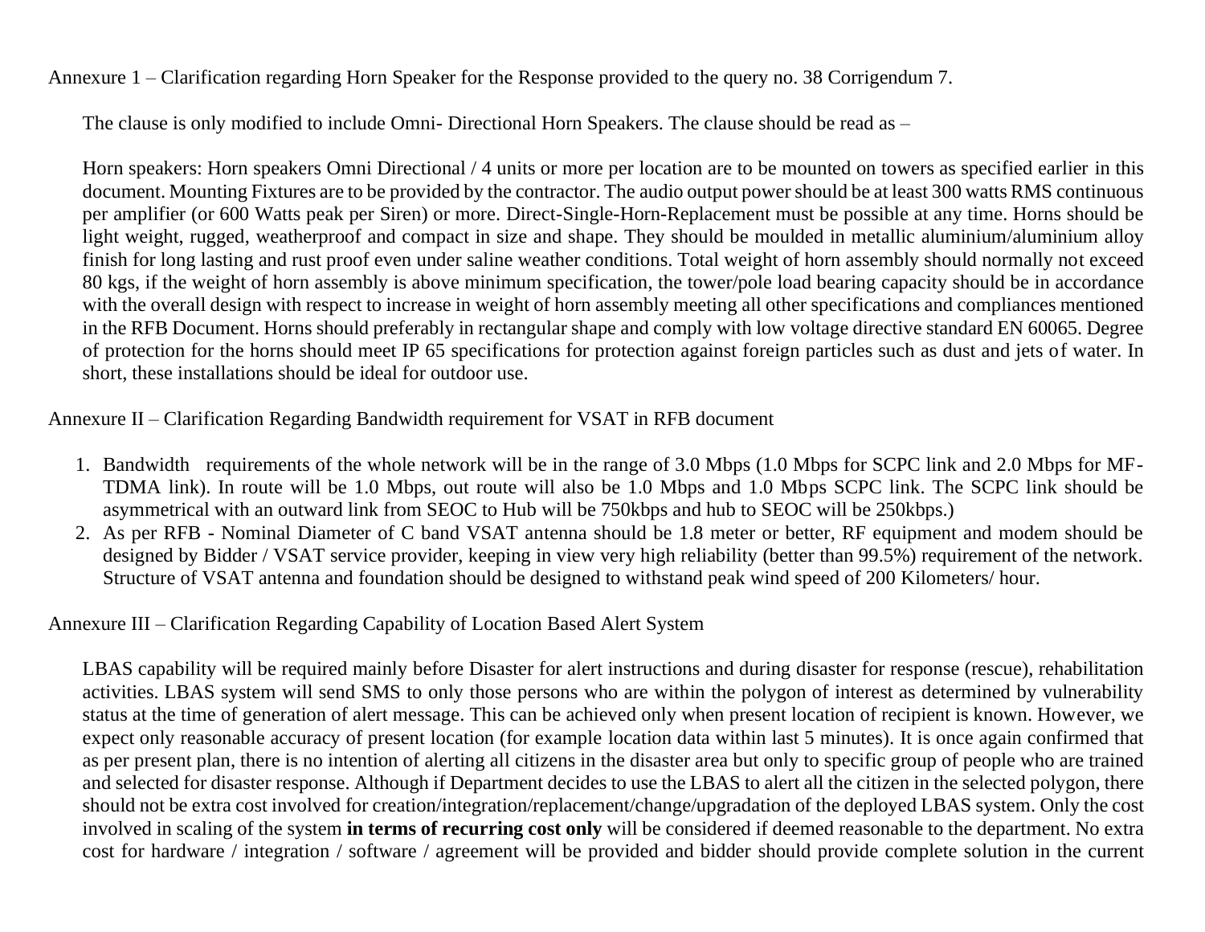Annexure 1 – Clarification regarding Horn Speaker for the Response provided to the query no. 38 Corrigendum 7.

The clause is only modified to include Omni- Directional Horn Speakers. The clause should be read as –

Horn speakers: Horn speakers Omni Directional / 4 units or more per location are to be mounted on towers as specified earlier in this document. Mounting Fixtures are to be provided by the contractor. The audio output power should be at least 300 watts RMS continuous per amplifier (or 600 Watts peak per Siren) or more. Direct-Single-Horn-Replacement must be possible at any time. Horns should be light weight, rugged, weatherproof and compact in size and shape. They should be moulded in metallic aluminium/aluminium alloy finish for long lasting and rust proof even under saline weather conditions. Total weight of horn assembly should normally not exceed 80 kgs, if the weight of horn assembly is above minimum specification, the tower/pole load bearing capacity should be in accordance with the overall design with respect to increase in weight of horn assembly meeting all other specifications and compliances mentioned in the RFB Document. Horns should preferably in rectangular shape and comply with low voltage directive standard EN 60065. Degree of protection for the horns should meet IP 65 specifications for protection against foreign particles such as dust and jets of water. In short, these installations should be ideal for outdoor use.

Annexure II – Clarification Regarding Bandwidth requirement for VSAT in RFB document

1. Bandwidth requirements of the whole network will be in the range of 3.0 Mbps (1.0 Mbps for SCPC link and 2.0 Mbps for MF-TDMA link). In route will be 1.0 Mbps, out route will also be 1.0 Mbps and 1.0 Mbps SCPC link. The SCPC link should be asymmetrical with an outward link from SEOC to Hub will be 750kbps and hub to SEOC will be 250kbps.)
2. As per RFB - Nominal Diameter of C band VSAT antenna should be 1.8 meter or better, RF equipment and modem should be designed by Bidder / VSAT service provider, keeping in view very high reliability (better than 99.5%) requirement of the network. Structure of VSAT antenna and foundation should be designed to withstand peak wind speed of 200 Kilometers/ hour.

Annexure III – Clarification Regarding Capability of Location Based Alert System

LBAS capability will be required mainly before Disaster for alert instructions and during disaster for response (rescue), rehabilitation activities. LBAS system will send SMS to only those persons who are within the polygon of interest as determined by vulnerability status at the time of generation of alert message. This can be achieved only when present location of recipient is known. However, we expect only reasonable accuracy of present location (for example location data within last 5 minutes). It is once again confirmed that as per present plan, there is no intention of alerting all citizens in the disaster area but only to specific group of people who are trained and selected for disaster response. Although if Department decides to use the LBAS to alert all the citizen in the selected polygon, there should not be extra cost involved for creation/integration/replacement/change/upgradation of the deployed LBAS system. Only the cost involved in scaling of the system **in terms of recurring cost only** will be considered if deemed reasonable to the department. No extra cost for hardware / integration / software / agreement will be provided and bidder should provide complete solution in the current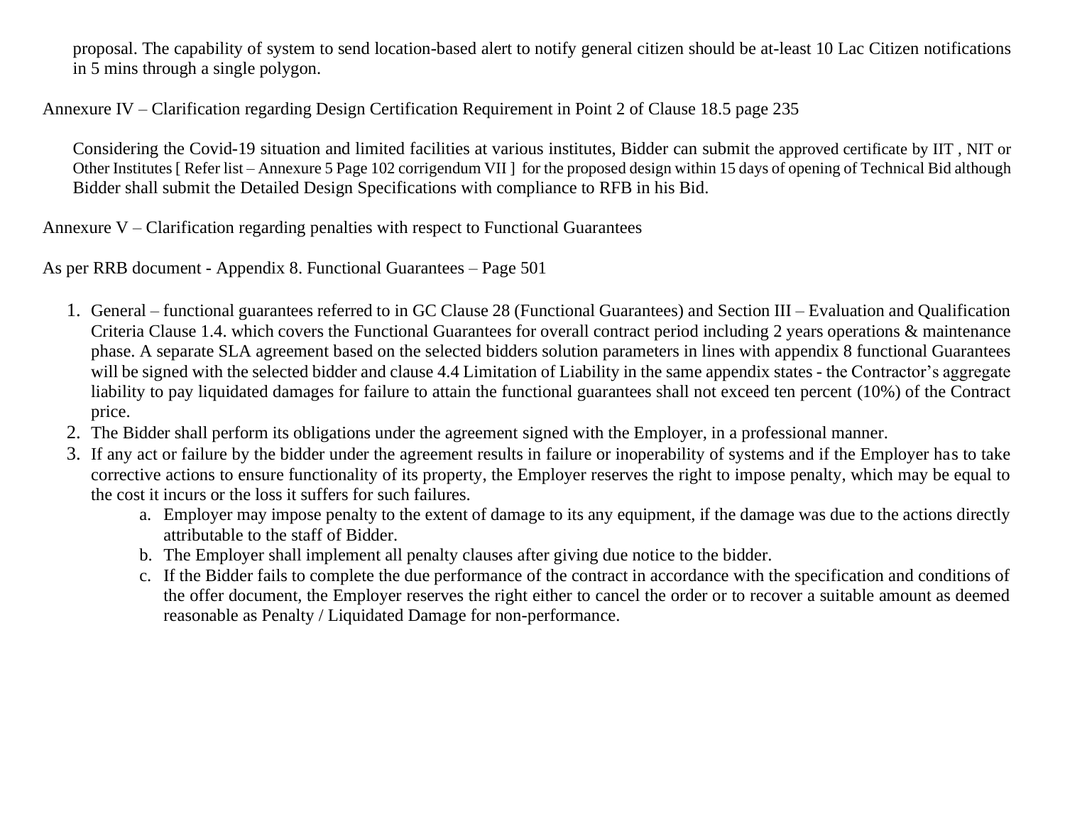proposal. The capability of system to send location-based alert to notify general citizen should be at-least 10 Lac Citizen notifications in 5 mins through a single polygon.

Annexure IV – Clarification regarding Design Certification Requirement in Point 2 of Clause 18.5 page 235

Considering the Covid-19 situation and limited facilities at various institutes, Bidder can submit the approved certificate by IIT , NIT or Other Institutes [ Refer list – Annexure 5 Page 102 corrigendum VII ] for the proposed design within 15 days of opening of Technical Bid although Bidder shall submit the Detailed Design Specifications with compliance to RFB in his Bid.

Annexure V – Clarification regarding penalties with respect to Functional Guarantees

As per RRB document - Appendix 8. Functional Guarantees – Page 501

1. General – functional guarantees referred to in GC Clause 28 (Functional Guarantees) and Section III – Evaluation and Qualification Criteria Clause 1.4. which covers the Functional Guarantees for overall contract period including 2 years operations & maintenance phase. A separate SLA agreement based on the selected bidders solution parameters in lines with appendix 8 functional Guarantees will be signed with the selected bidder and clause 4.4 Limitation of Liability in the same appendix states - the Contractor's aggregate liability to pay liquidated damages for failure to attain the functional guarantees shall not exceed ten percent (10%) of the Contract price.
2. The Bidder shall perform its obligations under the agreement signed with the Employer, in a professional manner.
3. If any act or failure by the bidder under the agreement results in failure or inoperability of systems and if the Employer has to take corrective actions to ensure functionality of its property, the Employer reserves the right to impose penalty, which may be equal to the cost it incurs or the loss it suffers for such failures.
    a. Employer may impose penalty to the extent of damage to its any equipment, if the damage was due to the actions directly attributable to the staff of Bidder.
    b. The Employer shall implement all penalty clauses after giving due notice to the bidder.
    c. If the Bidder fails to complete the due performance of the contract in accordance with the specification and conditions of the offer document, the Employer reserves the right either to cancel the order or to recover a suitable amount as deemed reasonable as Penalty / Liquidated Damage for non-performance.